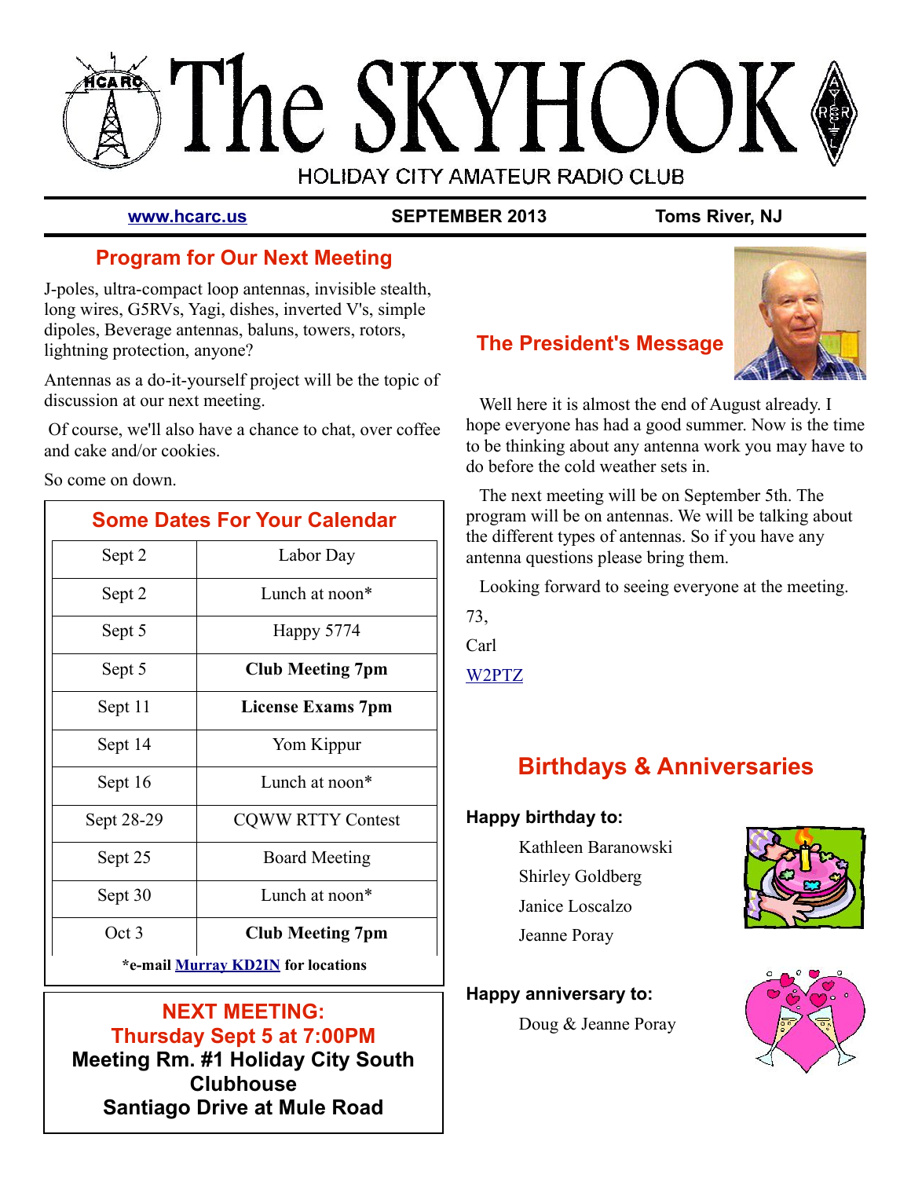# The SKYHOOK

HOLIDAY CITY AMATEUR RADIO CLUB

**www.hcarc.us** | **SEPTEMBER 2013** | **Toms River, NJ**

## Program for Our Next Meeting

J-poles, ultra-compact loop antennas, invisible stealth, long wires, G5RVs, Yagi, dishes, inverted V's, simple dipoles, Beverage antennas, baluns, towers, rotors, lightning protection, anyone?

Antennas as a do-it-yourself project will be the topic of discussion at our next meeting.

Of course, we'll also have a chance to chat, over coffee and cake and/or cookies.

So come on down.

## Some Dates For Your Calendar

| | |
|---|---|
| Sept 2 | Labor Day |
| Sept 2 | Lunch at noon* |
| Sept 5 | Happy 5774 |
| Sept 5 | **Club Meeting 7pm** |
| Sept 11 | **License Exams 7pm** |
| Sept 14 | Yom Kippur |
| Sept 16 | Lunch at noon* |
| Sept 28-29 | CQWW RTTY Contest |
| Sept 25 | Board Meeting |
| Sept 30 | Lunch at noon* |
| Oct 3 | **Club Meeting 7pm** |

***e-mail Murray KD2IN for locations**

**NEXT MEETING:**
**Thursday Sept 5 at 7:00PM**
**Meeting Rm. #1 Holiday City South Clubhouse**
**Santiago Drive at Mule Road**

## The President's Message

Well here it is almost the end of August already. I hope everyone has had a good summer. Now is the time to be thinking about any antenna work you may have to do before the cold weather sets in.

The next meeting will be on September 5th. The program will be on antennas. We will be talking about the different types of antennas. So if you have any antenna questions please bring them.

Looking forward to seeing everyone at the meeting.

73,

Carl

W2PTZ

## Birthdays & Anniversaries

**Happy birthday to:**

Kathleen Baranowski
Shirley Goldberg
Janice Loscalzo
Jeanne Poray

**Happy anniversary to:**

Doug & Jeanne Poray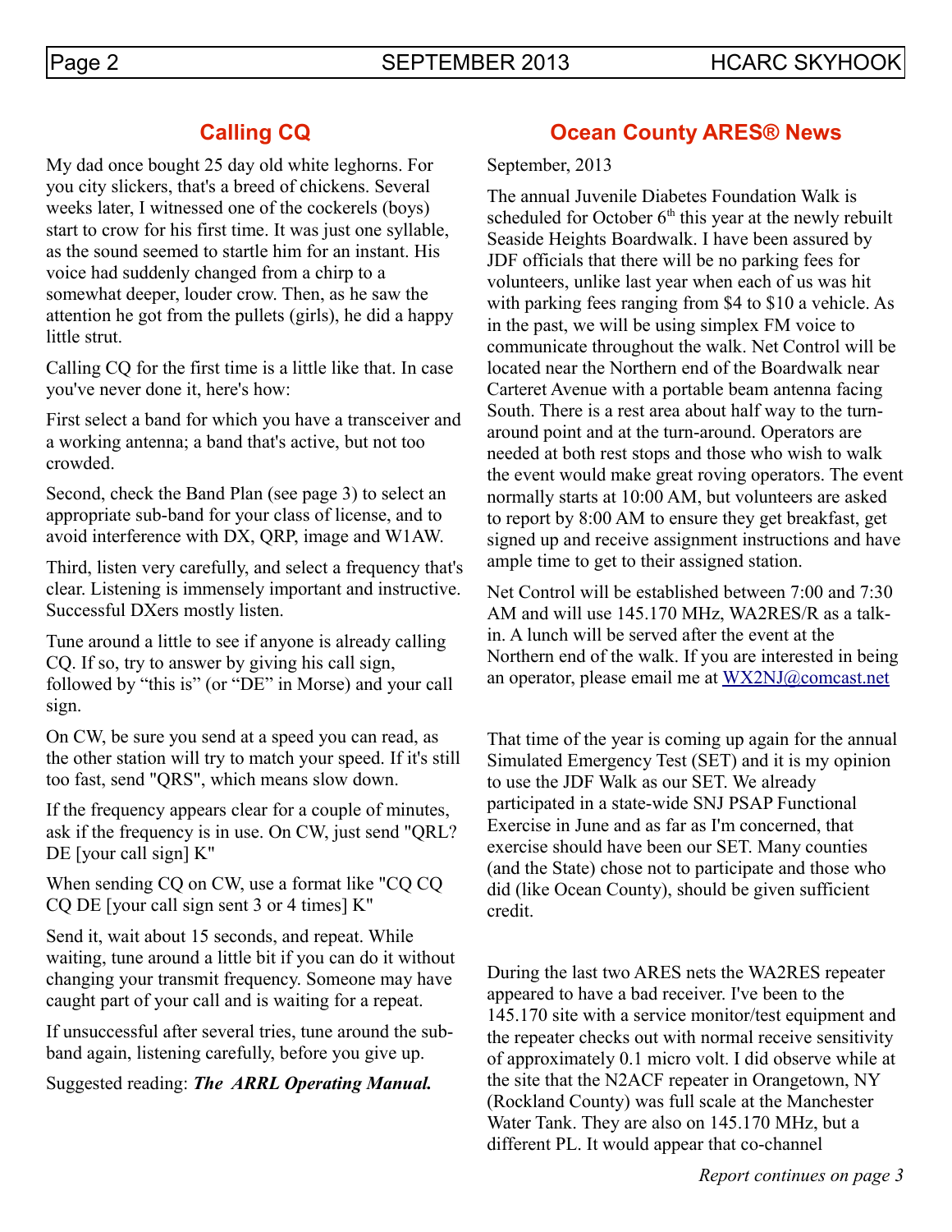## Calling CQ

My dad once bought 25 day old white leghorns. For you city slickers, that's a breed of chickens. Several weeks later, I witnessed one of the cockerels (boys) start to crow for his first time. It was just one syllable, as the sound seemed to startle him for an instant. His voice had suddenly changed from a chirp to a somewhat deeper, louder crow. Then, as he saw the attention he got from the pullets (girls), he did a happy little strut.

Calling CQ for the first time is a little like that. In case you've never done it, here's how:

First select a band for which you have a transceiver and a working antenna; a band that's active, but not too crowded.

Second, check the Band Plan (see page 3) to select an appropriate sub-band for your class of license, and to avoid interference with DX, QRP, image and W1AW.

Third, listen very carefully, and select a frequency that's clear. Listening is immensely important and instructive. Successful DXers mostly listen.

Tune around a little to see if anyone is already calling CQ. If so, try to answer by giving his call sign, followed by "this is" (or "DE" in Morse) and your call sign.

On CW, be sure you send at a speed you can read, as the other station will try to match your speed. If it's still too fast, send "QRS", which means slow down.

If the frequency appears clear for a couple of minutes, ask if the frequency is in use. On CW, just send "QRL? DE [your call sign] K"

When sending CQ on CW, use a format like "CQ CQ CQ DE [your call sign sent 3 or 4 times] K"

Send it, wait about 15 seconds, and repeat. While waiting, tune around a little bit if you can do it without changing your transmit frequency. Someone may have caught part of your call and is waiting for a repeat.

If unsuccessful after several tries, tune around the sub-band again, listening carefully, before you give up.

Suggested reading: ***The ARRL Operating Manual.***

## Ocean County ARES® News

September, 2013

The annual Juvenile Diabetes Foundation Walk is scheduled for October 6th this year at the newly rebuilt Seaside Heights Boardwalk. I have been assured by JDF officials that there will be no parking fees for volunteers, unlike last year when each of us was hit with parking fees ranging from $4 to $10 a vehicle. As in the past, we will be using simplex FM voice to communicate throughout the walk. Net Control will be located near the Northern end of the Boardwalk near Carteret Avenue with a portable beam antenna facing South. There is a rest area about half way to the turn-around point and at the turn-around. Operators are needed at both rest stops and those who wish to walk the event would make great roving operators. The event normally starts at 10:00 AM, but volunteers are asked to report by 8:00 AM to ensure they get breakfast, get signed up and receive assignment instructions and have ample time to get to their assigned station.

Net Control will be established between 7:00 and 7:30 AM and will use 145.170 MHz, WA2RES/R as a talk-in. A lunch will be served after the event at the Northern end of the walk. If you are interested in being an operator, please email me at WX2NJ@comcast.net

That time of the year is coming up again for the annual Simulated Emergency Test (SET) and it is my opinion to use the JDF Walk as our SET. We already participated in a state-wide SNJ PSAP Functional Exercise in June and as far as I'm concerned, that exercise should have been our SET. Many counties (and the State) chose not to participate and those who did (like Ocean County), should be given sufficient credit.

During the last two ARES nets the WA2RES repeater appeared to have a bad receiver. I've been to the 145.170 site with a service monitor/test equipment and the repeater checks out with normal receive sensitivity of approximately 0.1 micro volt. I did observe while at the site that the N2ACF repeater in Orangetown, NY (Rockland County) was full scale at the Manchester Water Tank. They are also on 145.170 MHz, but a different PL. It would appear that co-channel

*Report continues on page 3*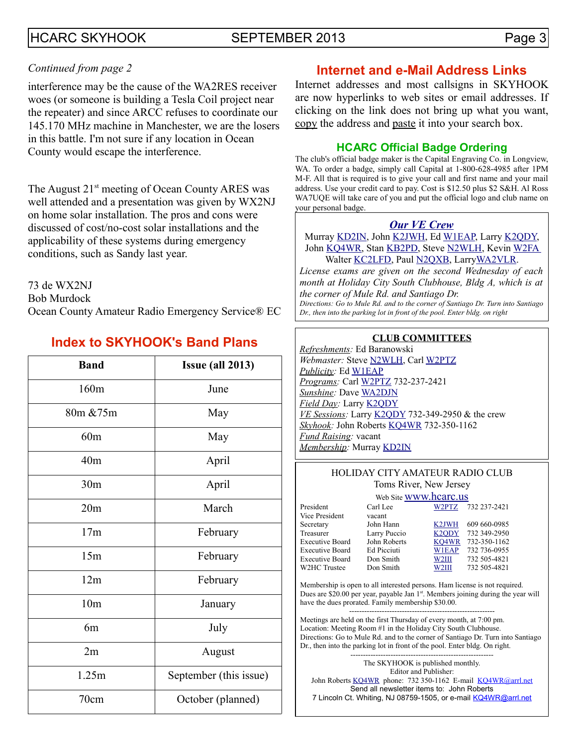*Continued from page 2*

interference may be the cause of the WA2RES receiver woes (or someone is building a Tesla Coil project near the repeater) and since ARCC refuses to coordinate our 145.170 MHz machine in Manchester, we are the losers in this battle. I'm not sure if any location in Ocean County would escape the interference.

The August 21st meeting of Ocean County ARES was well attended and a presentation was given by WX2NJ on home solar installation. The pros and cons were discussed of cost/no-cost solar installations and the applicability of these systems during emergency conditions, such as Sandy last year.

73 de WX2NJ
Bob Murdock
Ocean County Amateur Radio Emergency Service® EC

## Index to SKYHOOK's Band Plans

| Band | Issue (all 2013) |
|---|---|
| 160m | June |
| 80m &75m | May |
| 60m | May |
| 40m | April |
| 30m | April |
| 20m | March |
| 17m | February |
| 15m | February |
| 12m | February |
| 10m | January |
| 6m | July |
| 2m | August |
| 1.25m | September (this issue) |
| 70cm | October (planned) |

## Internet and e-Mail Address Links

Internet addresses and most callsigns in SKYHOOK are now hyperlinks to web sites or email addresses. If clicking on the link does not bring up what you want, copy the address and paste it into your search box.

### HCARC Official Badge Ordering

The club's official badge maker is the Capital Engraving Co. in Longview, WA. To order a badge, simply call Capital at 1-800-628-4985 after 1PM M-F. All that is required is to give your call and first name and your mail address. Use your credit card to pay. Cost is $12.50 plus $2 S&H. Al Ross WA7UQE will take care of you and put the official logo and club name on your personal badge.

### *Our VE Crew*

Murray KD2IN, John K2JWH, Ed W1EAP, Larry K2QDY, John KQ4WR, Stan KB2PD, Steve N2WLH, Kevin W2FA Walter KC2LFD, Paul N2QXB, LarryWA2VLR.

*License exams are given on the second Wednesday of each month at Holiday City South Clubhouse, Bldg A, which is at the corner of Mule Rd. and Santiago Dr.*

*Directions: Go to Mule Rd. and to the corner of Santiago Dr. Turn into Santiago Dr., then into the parking lot in front of the pool. Enter bldg. on right*

### CLUB COMMITTEES

*Refreshments:* Ed Baranowski
*Webmaster:* Steve N2WLH, Carl W2PTZ
*Publicity:* Ed W1EAP
*Programs:* Carl W2PTZ 732-237-2421
*Sunshine:* Dave WA2DJN
*Field Day:* Larry K2QDY
*VE Sessions:* Larry K2QDY 732-349-2950 & the crew
*Skyhook:* John Roberts KQ4WR 732-350-1162
*Fund Raising:* vacant
*Membership:* Murray KD2IN

### HOLIDAY CITY AMATEUR RADIO CLUB

Toms River, New Jersey

Web Site www.hcarc.us

| | | | |
|---|---|---|---|
| President | Carl Lee | W2PTZ | 732 237-2421 |
| Vice President | vacant | | |
| Secretary | John Hann | K2JWH | 609 660-0985 |
| Treasurer | Larry Puccio | K2QDY | 732 349-2950 |
| Executive Board | John Roberts | KQ4WR | 732-350-1162 |
| Executive Board | Ed Picciuti | W1EAP | 732 736-0955 |
| Executive Board | Don Smith | W2III | 732 505-4821 |
| W2HC Trustee | Don Smith | W2III | 732 505-4821 |

Membership is open to all interested persons. Ham license is not required. Dues are $20.00 per year, payable Jan 1st. Members joining during the year will have the dues prorated. Family membership $30.00.

---

Meetings are held on the first Thursday of every month, at 7:00 pm. Location: Meeting Room #1 in the Holiday City South Clubhouse. Directions: Go to Mule Rd. and to the corner of Santiago Dr. Turn into Santiago Dr., then into the parking lot in front of the pool. Enter bldg. On right.

---

The SKYHOOK is published monthly.
Editor and Publisher:
John Roberts KQ4WR phone: 732 350-1162 E-mail KQ4WR@arrl.net
Send all newsletter items to: John Roberts
7 Lincoln Ct. Whiting, NJ 08759-1505, or e-mail KQ4WR@arrl.net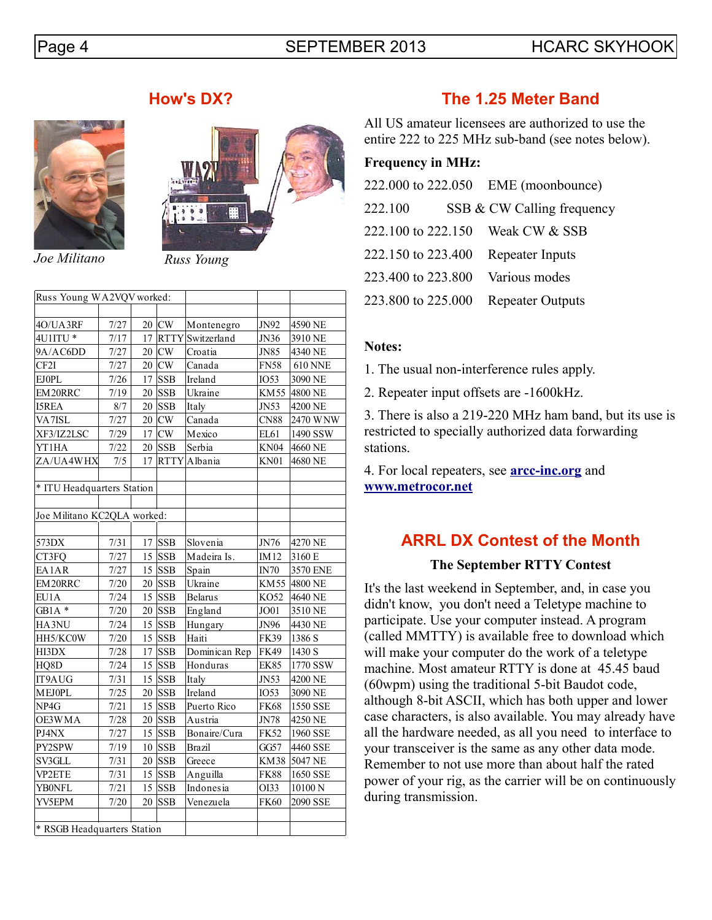## How's DX?

*Joe Militano*

*Russ Young*

| Russ Young WA2VQV worked: | | | | | | |
|---|---|---|---|---|---|---|
| 4O/UA3RF | 7/27 | 20 | CW | Montenegro | JN92 | 4590 NE |
| 4U1ITU * | 7/17 | 17 | RTTY | Switzerland | JN36 | 3910 NE |
| 9A/AC6DD | 7/27 | 20 | CW | Croatia | JN85 | 4340 NE |
| CF2I | 7/27 | 20 | CW | Canada | FN58 | 610 NNE |
| EJ0PL | 7/26 | 17 | SSB | Ireland | IO53 | 3090 NE |
| EM20RRC | 7/19 | 20 | SSB | Ukraine | KM55 | 4800 NE |
| I5REA | 8/7 | 20 | SSB | Italy | JN53 | 4200 NE |
| VA7ISL | 7/27 | 20 | CW | Canada | CN88 | 2470 WNW |
| XF3/IZ2LSC | 7/29 | 17 | CW | Mexico | EL61 | 1490 SSW |
| YT1HA | 7/22 | 20 | SSB | Serbia | KN04 | 4660 NE |
| ZA/UA4WHX | 7/5 | 17 | RTTY | Albania | KN01 | 4680 NE |
| * ITU Headquarters Station | | | | | | |

| Joe Militano KC2QLA worked: | | | | | | |
|---|---|---|---|---|---|---|
| 573DX | 7/31 | 17 | SSB | Slovenia | JN76 | 4270 NE |
| CT3FQ | 7/27 | 15 | SSB | Madeira Is. | IM12 | 3160 E |
| EA1AR | 7/27 | 15 | SSB | Spain | IN70 | 3570 ENE |
| EM20RRC | 7/20 | 20 | SSB | Ukraine | KM55 | 4800 NE |
| EU1A | 7/24 | 15 | SSB | Belarus | KO52 | 4640 NE |
| GB1A * | 7/20 | 20 | SSB | England | JO01 | 3510 NE |
| HA3NU | 7/24 | 15 | SSB | Hungary | JN96 | 4430 NE |
| HH5/KC0W | 7/20 | 15 | SSB | Haiti | FK39 | 1386 S |
| HI3DX | 7/28 | 17 | SSB | Dominican Rep | FK49 | 1430 S |
| HQ8D | 7/24 | 15 | SSB | Honduras | EK85 | 1770 SSW |
| IT9AUG | 7/31 | 15 | SSB | Italy | JN53 | 4200 NE |
| MEJ0PL | 7/25 | 20 | SSB | Ireland | IO53 | 3090 NE |
| NP4G | 7/21 | 15 | SSB | Puerto Rico | FK68 | 1550 SSE |
| OE3WMA | 7/28 | 20 | SSB | Austria | JN78 | 4250 NE |
| PJ4NX | 7/27 | 15 | SSB | Bonaire/Cura | FK52 | 1960 SSE |
| PY2SPW | 7/19 | 10 | SSB | Brazil | GG57 | 4460 SSE |
| SV3GLL | 7/31 | 20 | SSB | Greece | KM38 | 5047 NE |
| VP2ETE | 7/31 | 15 | SSB | Anguilla | FK88 | 1650 SSE |
| YB0NFL | 7/21 | 15 | SSB | Indonesia | OI33 | 10100 N |
| YV5EPM | 7/20 | 20 | SSB | Venezuela | FK60 | 2090 SSE |
| * RSGB Headquarters Station | | | | | | |

## The 1.25 Meter Band

All US amateur licensees are authorized to use the entire 222 to 225 MHz sub-band (see notes below).

**Frequency in MHz:**

| | |
|---|---|
| 222.000 to 222.050 | EME (moonbounce) |
| 222.100 | SSB & CW Calling frequency |
| 222.100 to 222.150 | Weak CW & SSB |
| 222.150 to 223.400 | Repeater Inputs |
| 223.400 to 223.800 | Various modes |
| 223.800 to 225.000 | Repeater Outputs |

**Notes:**

1. The usual non-interference rules apply.
2. Repeater input offsets are -1600kHz.
3. There is also a 219-220 MHz ham band, but its use is restricted to specially authorized data forwarding stations.
4. For local repeaters, see **arcc-inc.org** and **www.metrocor.net**

## ARRL DX Contest of the Month

### The September RTTY Contest

It's the last weekend in September, and, in case you didn't know, you don't need a Teletype machine to participate. Use your computer instead. A program (called MMTTY) is available free to download which will make your computer do the work of a teletype machine. Most amateur RTTY is done at 45.45 baud (60wpm) using the traditional 5-bit Baudot code, although 8-bit ASCII, which has both upper and lower case characters, is also available. You may already have all the hardware needed, as all you need to interface to your transceiver is the same as any other data mode. Remember to not use more than about half the rated power of your rig, as the carrier will be on continuously during transmission.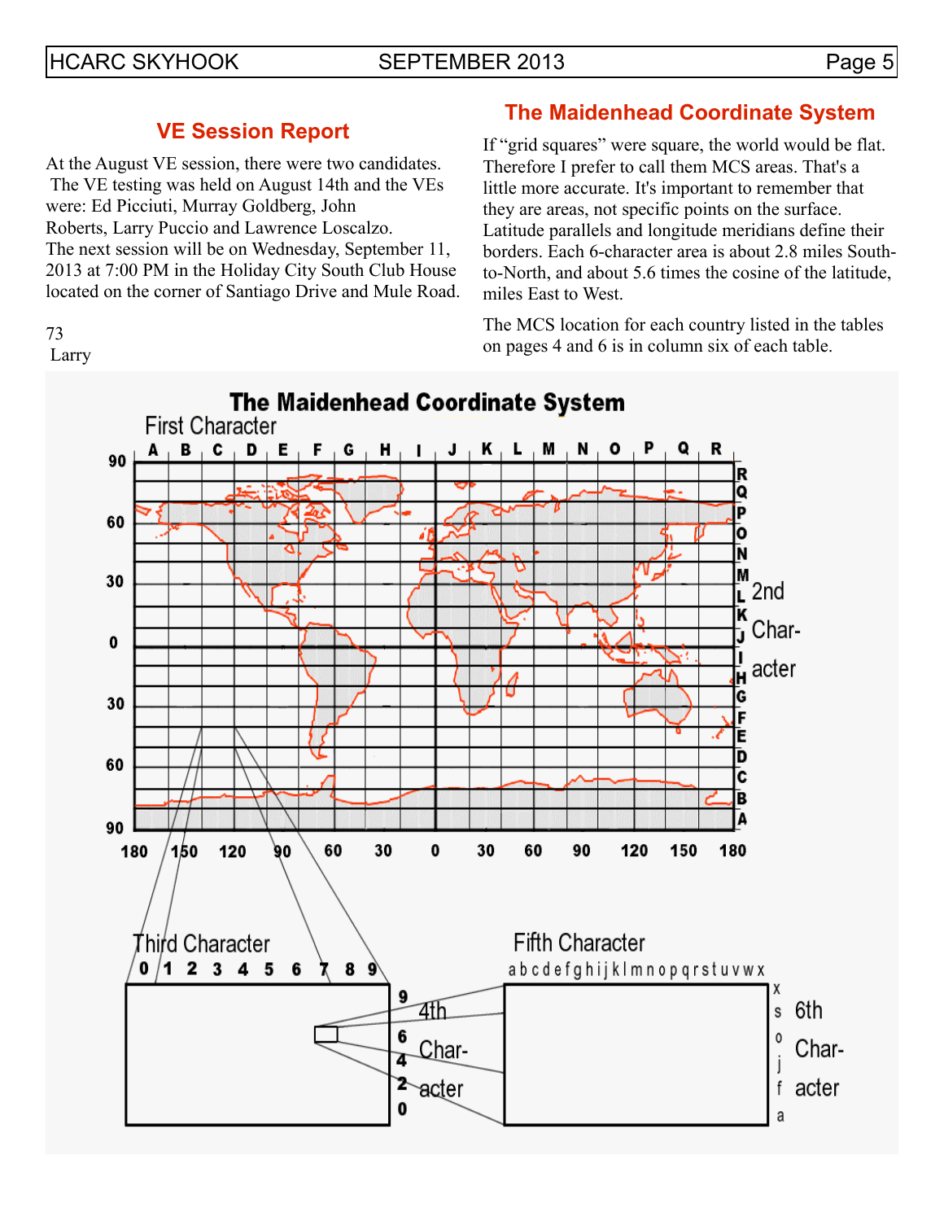## VE Session Report

At the August VE session, there were two candidates. The VE testing was held on August 14th and the VEs were: Ed Picciuti, Murray Goldberg, John Roberts, Larry Puccio and Lawrence Loscalzo. The next session will be on Wednesday, September 11, 2013 at 7:00 PM in the Holiday City South Club House located on the corner of Santiago Drive and Mule Road.

73
Larry

## The Maidenhead Coordinate System

If "grid squares" were square, the world would be flat. Therefore I prefer to call them MCS areas. That's a little more accurate. It's important to remember that they are areas, not specific points on the surface. Latitude parallels and longitude meridians define their borders. Each 6-character area is about 2.8 miles South-to-North, and about 5.6 times the cosine of the latitude, miles East to West.

The MCS location for each country listed in the tables on pages 4 and 6 is in column six of each table.

**The Maidenhead Coordinate System**

First Character: A B C D E F G H I J K L M N O P Q R (longitude 180 – 150 – 120 – 90 – 60 – 30 – 0 – 30 – 60 – 90 – 120 – 150 – 180)

2nd Character: A B C D E F G H I J K L M N O P Q R (latitude 90 – 60 – 30 – 0 – 30 – 60 – 90)

Third Character: 0 1 2 3 4 5 6 7 8 9

4th Character: 0 2 4 6 9

Fifth Character: a b c d e f g h i j k l m n o p q r s t u v w x

6th Character: a f j o s x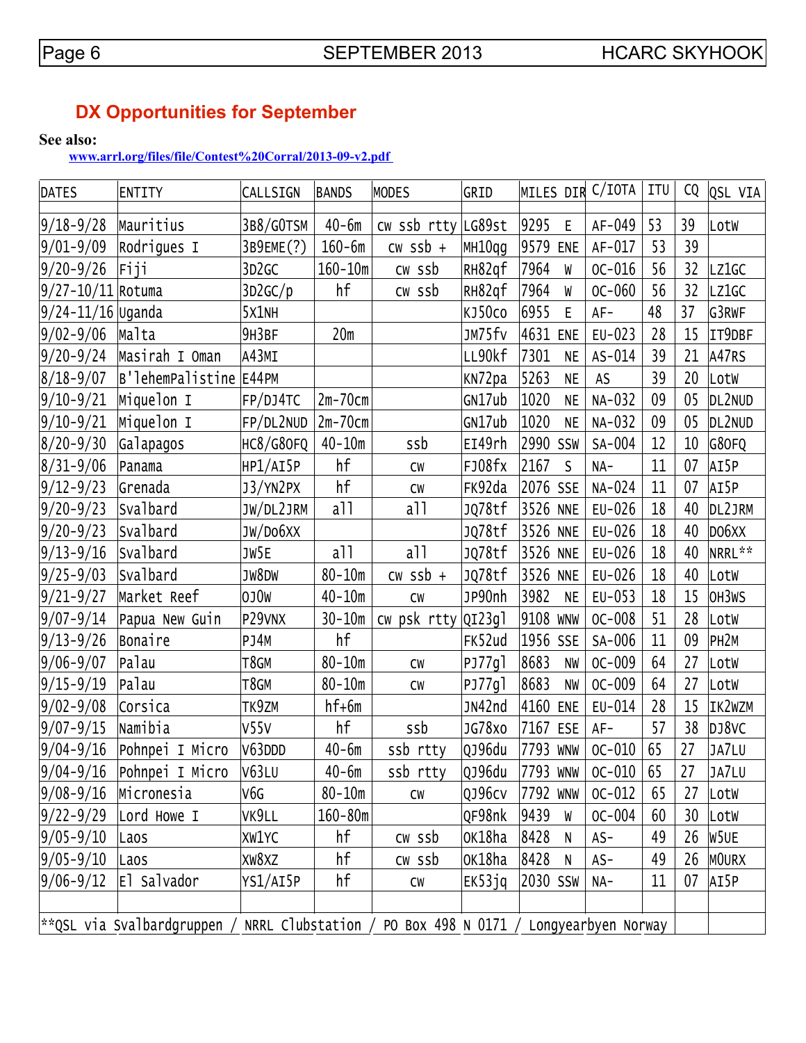## DX Opportunities for September

**See also:**

[www.arrl.org/files/file/Contest%20Corral/2013-09-v2.pdf](www.arrl.org/files/file/Contest%20Corral/2013-09-v2.pdf)

| DATES | ENTITY | CALLSIGN | BANDS | MODES | GRID | MILES DIR | C/IOTA | ITU | CQ | QSL VIA |
|---|---|---|---|---|---|---|---|---|---|---|
| 9/18-9/28 | Mauritius | 3B8/G0TSM | 40-6m | cw ssb rtty | LG89st | 9295 E | AF-049 | 53 | 39 | LotW |
| 9/01-9/09 | Rodrigues I | 3B9EME(?) | 160-6m | cw ssb + | MH10qg | 9579 ENE | AF-017 | 53 | 39 | |
| 9/20-9/26 | Fiji | 3D2GC | 160-10m | cw ssb | RH82qf | 7964 W | OC-016 | 56 | 32 | LZ1GC |
| 9/27-10/11 | Rotuma | 3D2GC/p | hf | cw ssb | RH82qf | 7964 W | OC-060 | 56 | 32 | LZ1GC |
| 9/24-11/16 | Uganda | 5X1NH | | | KJ50co | 6955 E | AF- | 48 | 37 | G3RWF |
| 9/02-9/06 | Malta | 9H3BF | 20m | | JM75fv | 4631 ENE | EU-023 | 28 | 15 | IT9DBF |
| 9/20-9/24 | Masirah I Oman | A43MI | | | LL90kf | 7301 NE | AS-014 | 39 | 21 | A47RS |
| 8/18-9/07 | B'lehemPalistine | E44PM | | | KN72pa | 5263 NE | AS | 39 | 20 | LotW |
| 9/10-9/21 | Miquelon I | FP/DJ4TC | 2m-70cm | | GN17ub | 1020 NE | NA-032 | 09 | 05 | DL2NUD |
| 9/10-9/21 | Miquelon I | FP/DL2NUD | 2m-70cm | | GN17ub | 1020 NE | NA-032 | 09 | 05 | DL2NUD |
| 8/20-9/30 | Galapagos | HC8/G8OFQ | 40-10m | ssb | EI49rh | 2990 SSW | SA-004 | 12 | 10 | G8OFQ |
| 8/31-9/06 | Panama | HP1/AI5P | hf | cw | FJ08fx | 2167 S | NA- | 11 | 07 | AI5P |
| 9/12-9/23 | Grenada | J3/YN2PX | hf | cw | FK92da | 2076 SSE | NA-024 | 11 | 07 | AI5P |
| 9/20-9/23 | Svalbard | JW/DL2JRM | all | all | JQ78tf | 3526 NNE | EU-026 | 18 | 40 | DL2JRM |
| 9/20-9/23 | Svalbard | JW/DO6XX | | | JQ78tf | 3526 NNE | EU-026 | 18 | 40 | DO6XX |
| 9/13-9/16 | Svalbard | JW5E | all | all | JQ78tf | 3526 NNE | EU-026 | 18 | 40 | NRRL** |
| 9/25-9/03 | Svalbard | JW8DW | 80-10m | cw ssb + | JQ78tf | 3526 NNE | EU-026 | 18 | 40 | LotW |
| 9/21-9/27 | Market Reef | OJ0W | 40-10m | cw | JP90nh | 3982 NE | EU-053 | 18 | 15 | OH3WS |
| 9/07-9/14 | Papua New Guin | P29VNX | 30-10m | cw psk rtty | QI23gl | 9108 WNW | OC-008 | 51 | 28 | LotW |
| 9/13-9/26 | Bonaire | PJ4M | hf | | FK52ud | 1956 SSE | SA-006 | 11 | 09 | PH2M |
| 9/06-9/07 | Palau | T8GM | 80-10m | cw | PJ77gl | 8683 NW | OC-009 | 64 | 27 | LotW |
| 9/15-9/19 | Palau | T8GM | 80-10m | cw | PJ77gl | 8683 NW | OC-009 | 64 | 27 | LotW |
| 9/02-9/08 | Corsica | TK9ZM | hf+6m | | JN42nd | 4160 ENE | EU-014 | 28 | 15 | IK2WZM |
| 9/07-9/15 | Namibia | V55V | hf | ssb | JG78xo | 7167 ESE | AF- | 57 | 38 | DJ8VC |
| 9/04-9/16 | Pohnpei I Micro | V63DDD | 40-6m | ssb rtty | QJ96du | 7793 WNW | OC-010 | 65 | 27 | JA7LU |
| 9/04-9/16 | Pohnpei I Micro | V63LU | 40-6m | ssb rtty | QJ96du | 7793 WNW | OC-010 | 65 | 27 | JA7LU |
| 9/08-9/16 | Micronesia | V6G | 80-10m | cw | QJ96cv | 7792 WNW | OC-012 | 65 | 27 | LotW |
| 9/22-9/29 | Lord Howe I | VK9LL | 160-80m | | QF98nk | 9439 W | OC-004 | 60 | 30 | LotW |
| 9/05-9/10 | Laos | XW1YC | hf | cw ssb | OK18ha | 8428 N | AS- | 49 | 26 | W5UE |
| 9/05-9/10 | Laos | XW8XZ | hf | cw ssb | OK18ha | 8428 N | AS- | 49 | 26 | M0URX |
| 9/06-9/12 | El Salvador | YS1/AI5P | hf | cw | EK53jq | 2030 SSW | NA- | 11 | 07 | AI5P |

**QSL via Svalbardgruppen / NRRL Clubstation / PO Box 498 N 0171 / Longyearbyen Norway